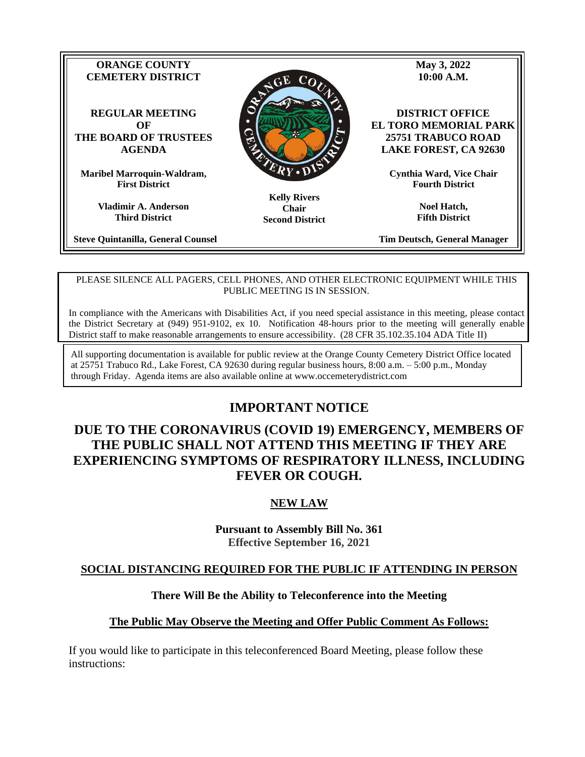**ORANGE COUNTY CEMETERY DISTRICT**

**REGULAR MEETING OF THE BOARD OF TRUSTEES AGENDA**

**May 3, 2022**
**10:00 A.M.**

**DISTRICT OFFICE**
**EL TORO MEMORIAL PARK**
**25751 TRABUCO ROAD**
**LAKE FOREST, CA 92630**

**Maribel Marroquin-Waldram, First District**

**Vladimir A. Anderson, Third District**

**Kelly Rivers, Chair, Second District**

**Cynthia Ward, Vice Chair, Fourth District**

**Noel Hatch, Fifth District**

**Steve Quintanilla, General Counsel**

**Tim Deutsch, General Manager**

PLEASE SILENCE ALL PAGERS, CELL PHONES, AND OTHER ELECTRONIC EQUIPMENT WHILE THIS PUBLIC MEETING IS IN SESSION.

In compliance with the Americans with Disabilities Act, if you need special assistance in this meeting, please contact the District Secretary at (949) 951-9102, ex 10. Notification 48-hours prior to the meeting will generally enable District staff to make reasonable arrangements to ensure accessibility. (28 CFR 35.102.35.104 ADA Title II)

All supporting documentation is available for public review at the Orange County Cemetery District Office located at 25751 Trabuco Rd., Lake Forest, CA 92630 during regular business hours, 8:00 a.m. – 5:00 p.m., Monday through Friday. Agenda items are also available online at www.occemeterydistrict.com

## IMPORTANT NOTICE

## DUE TO THE CORONAVIRUS (COVID 19) EMERGENCY, MEMBERS OF THE PUBLIC SHALL NOT ATTEND THIS MEETING IF THEY ARE EXPERIENCING SYMPTOMS OF RESPIRATORY ILLNESS, INCLUDING FEVER OR COUGH.

**NEW LAW**

**Pursuant to Assembly Bill No. 361**
**Effective September 16, 2021**

**SOCIAL DISTANCING REQUIRED FOR THE PUBLIC IF ATTENDING IN PERSON**

**There Will Be the Ability to Teleconference into the Meeting**

**The Public May Observe the Meeting and Offer Public Comment As Follows:**

If you would like to participate in this teleconferenced Board Meeting, please follow these instructions: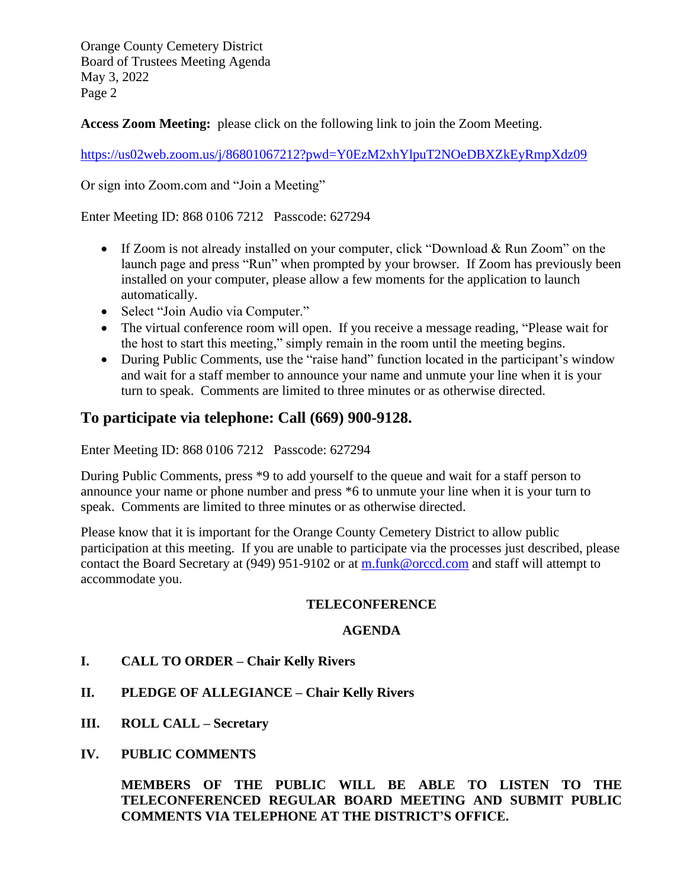**Access Zoom Meeting:** please click on the following link to join the Zoom Meeting.

https://us02web.zoom.us/j/86801067212?pwd=Y0EzM2xhYlpuT2NOeDBXZkEyRmpXdz09

Or sign into Zoom.com and "Join a Meeting"

Enter Meeting ID: 868 0106 7212 Passcode: 627294

- If Zoom is not already installed on your computer, click "Download & Run Zoom" on the launch page and press "Run" when prompted by your browser. If Zoom has previously been installed on your computer, please allow a few moments for the application to launch automatically.
- Select "Join Audio via Computer."
- The virtual conference room will open. If you receive a message reading, "Please wait for the host to start this meeting," simply remain in the room until the meeting begins.
- During Public Comments, use the "raise hand" function located in the participant's window and wait for a staff member to announce your name and unmute your line when it is your turn to speak. Comments are limited to three minutes or as otherwise directed.

## To participate via telephone: Call (669) 900-9128.

Enter Meeting ID: 868 0106 7212 Passcode: 627294

During Public Comments, press *9 to add yourself to the queue and wait for a staff person to announce your name or phone number and press *6 to unmute your line when it is your turn to speak. Comments are limited to three minutes or as otherwise directed.

Please know that it is important for the Orange County Cemetery District to allow public participation at this meeting. If you are unable to participate via the processes just described, please contact the Board Secretary at (949) 951-9102 or at m.funk@orccd.com and staff will attempt to accommodate you.

**TELECONFERENCE**

**AGENDA**

**I. CALL TO ORDER – Chair Kelly Rivers**

**II. PLEDGE OF ALLEGIANCE – Chair Kelly Rivers**

**III. ROLL CALL – Secretary**

**IV. PUBLIC COMMENTS**

**MEMBERS OF THE PUBLIC WILL BE ABLE TO LISTEN TO THE TELECONFERENCED REGULAR BOARD MEETING AND SUBMIT PUBLIC COMMENTS VIA TELEPHONE AT THE DISTRICT'S OFFICE.**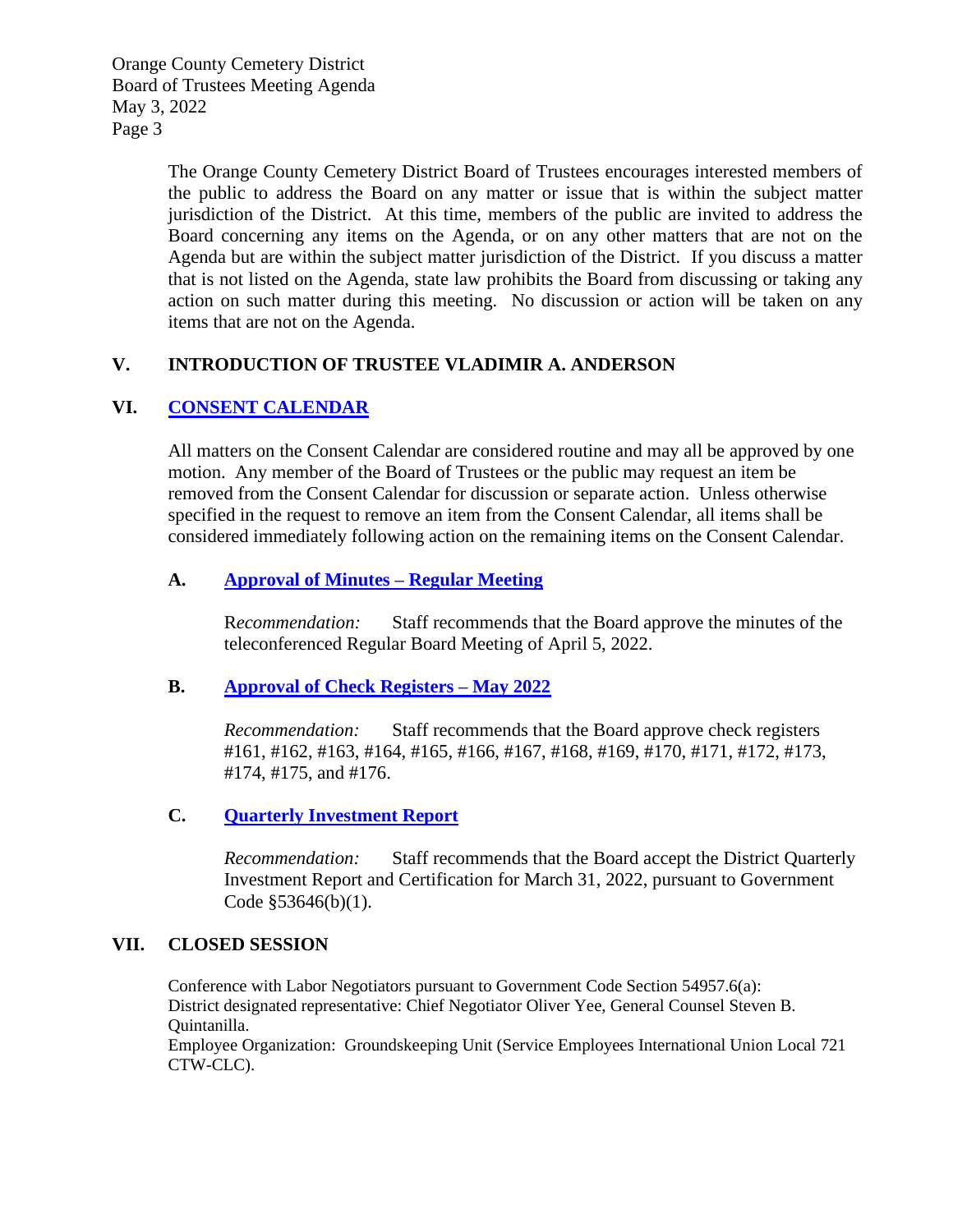The Orange County Cemetery District Board of Trustees encourages interested members of the public to address the Board on any matter or issue that is within the subject matter jurisdiction of the District. At this time, members of the public are invited to address the Board concerning any items on the Agenda, or on any other matters that are not on the Agenda but are within the subject matter jurisdiction of the District. If you discuss a matter that is not listed on the Agenda, state law prohibits the Board from discussing or taking any action on such matter during this meeting. No discussion or action will be taken on any items that are not on the Agenda.

## V. INTRODUCTION OF TRUSTEE VLADIMIR A. ANDERSON

## VI. CONSENT CALENDAR

All matters on the Consent Calendar are considered routine and may all be approved by one motion. Any member of the Board of Trustees or the public may request an item be removed from the Consent Calendar for discussion or separate action. Unless otherwise specified in the request to remove an item from the Consent Calendar, all items shall be considered immediately following action on the remaining items on the Consent Calendar.

### A. Approval of Minutes – Regular Meeting

R*ecommendation:* Staff recommends that the Board approve the minutes of the teleconferenced Regular Board Meeting of April 5, 2022.

### B. Approval of Check Registers – May 2022

*Recommendation:* Staff recommends that the Board approve check registers #161, #162, #163, #164, #165, #166, #167, #168, #169, #170, #171, #172, #173, #174, #175, and #176.

### C. Quarterly Investment Report

*Recommendation:* Staff recommends that the Board accept the District Quarterly Investment Report and Certification for March 31, 2022, pursuant to Government Code §53646(b)(1).

## VII. CLOSED SESSION

Conference with Labor Negotiators pursuant to Government Code Section 54957.6(a):
District designated representative: Chief Negotiator Oliver Yee, General Counsel Steven B. Quintanilla.
Employee Organization: Groundskeeping Unit (Service Employees International Union Local 721 CTW-CLC).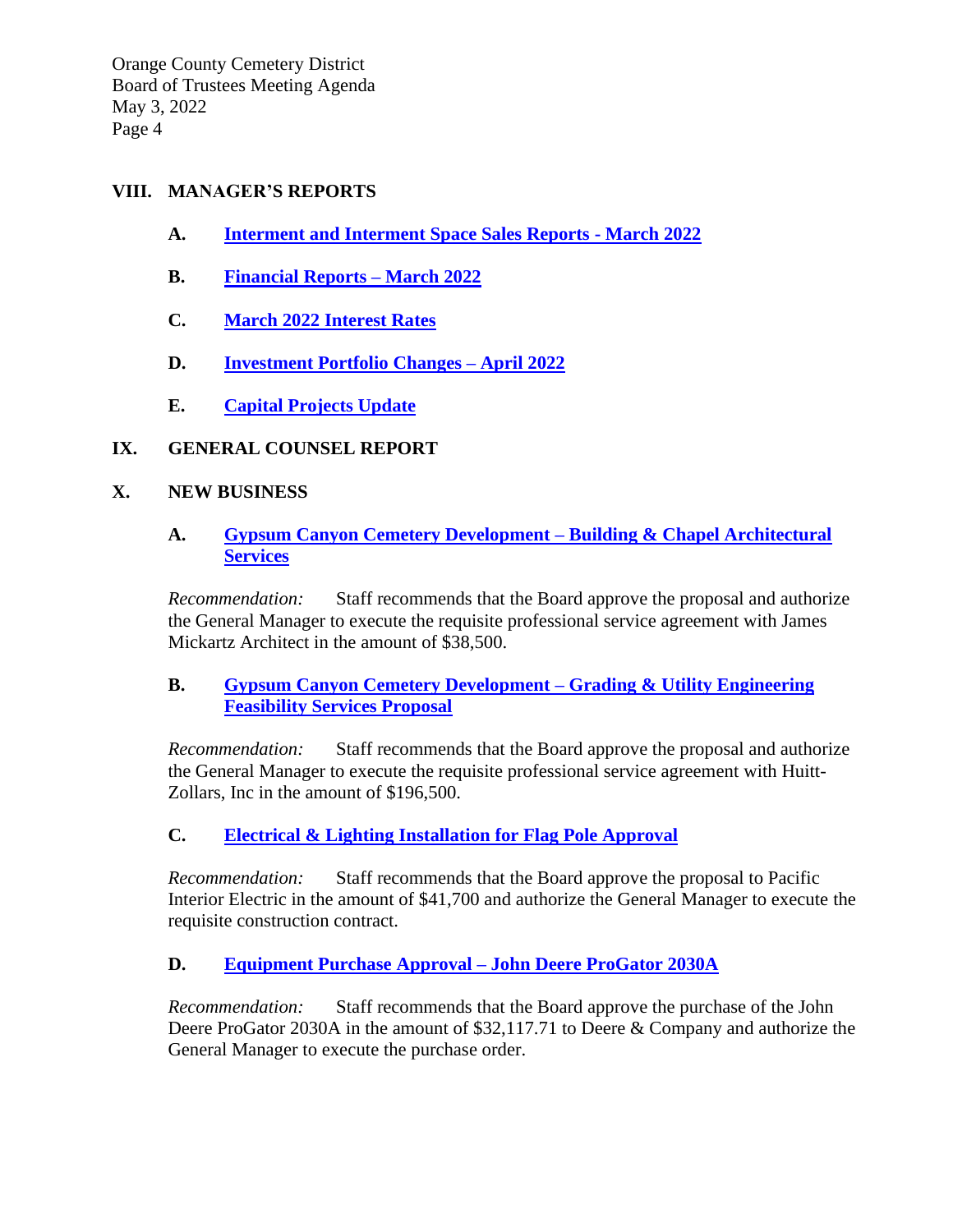## VIII. MANAGER'S REPORTS

**A.** **Interment and Interment Space Sales Reports - March 2022**

**B.** **Financial Reports – March 2022**

**C.** **March 2022 Interest Rates**

**D.** **Investment Portfolio Changes – April 2022**

**E.** **Capital Projects Update**

## IX. GENERAL COUNSEL REPORT

## X. NEW BUSINESS

**A.** **Gypsum Canyon Cemetery Development – Building & Chapel Architectural Services**

*Recommendation:* Staff recommends that the Board approve the proposal and authorize the General Manager to execute the requisite professional service agreement with James Mickartz Architect in the amount of $38,500.

**B.** **Gypsum Canyon Cemetery Development – Grading & Utility Engineering Feasibility Services Proposal**

*Recommendation:* Staff recommends that the Board approve the proposal and authorize the General Manager to execute the requisite professional service agreement with Huitt-Zollars, Inc in the amount of $196,500.

**C.** **Electrical & Lighting Installation for Flag Pole Approval**

*Recommendation:* Staff recommends that the Board approve the proposal to Pacific Interior Electric in the amount of $41,700 and authorize the General Manager to execute the requisite construction contract.

**D.** **Equipment Purchase Approval – John Deere ProGator 2030A**

*Recommendation:* Staff recommends that the Board approve the purchase of the John Deere ProGator 2030A in the amount of $32,117.71 to Deere & Company and authorize the General Manager to execute the purchase order.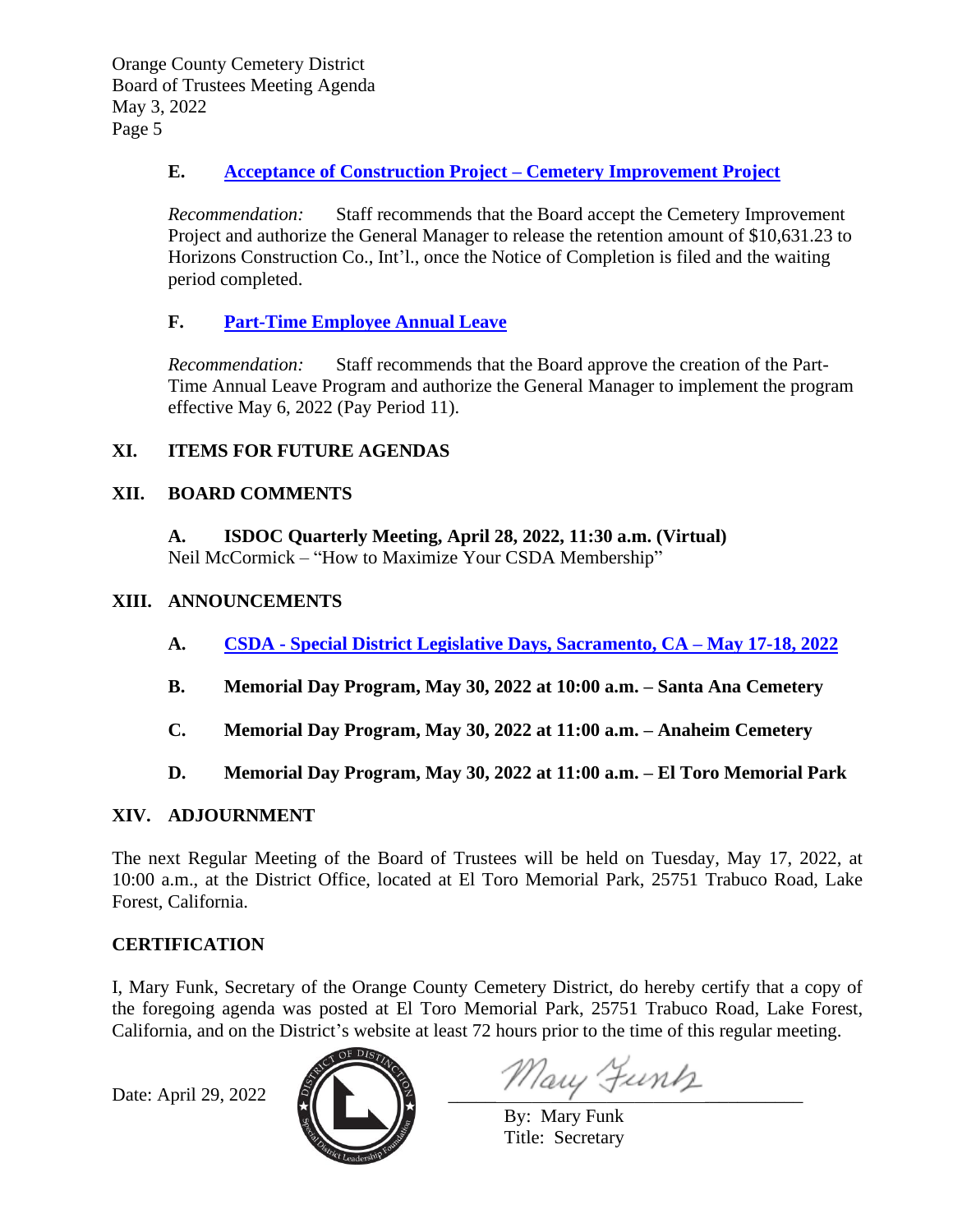**E. Acceptance of Construction Project – Cemetery Improvement Project**

*Recommendation:* Staff recommends that the Board accept the Cemetery Improvement Project and authorize the General Manager to release the retention amount of $10,631.23 to Horizons Construction Co., Int'l., once the Notice of Completion is filed and the waiting period completed.

**F. Part-Time Employee Annual Leave**

*Recommendation:* Staff recommends that the Board approve the creation of the Part-Time Annual Leave Program and authorize the General Manager to implement the program effective May 6, 2022 (Pay Period 11).

## XI. ITEMS FOR FUTURE AGENDAS

## XII. BOARD COMMENTS

**A. ISDOC Quarterly Meeting, April 28, 2022, 11:30 a.m. (Virtual)**
Neil McCormick – "How to Maximize Your CSDA Membership"

## XIII. ANNOUNCEMENTS

**A. CSDA - Special District Legislative Days, Sacramento, CA – May 17-18, 2022**

**B. Memorial Day Program, May 30, 2022 at 10:00 a.m. – Santa Ana Cemetery**

**C. Memorial Day Program, May 30, 2022 at 11:00 a.m. – Anaheim Cemetery**

**D. Memorial Day Program, May 30, 2022 at 11:00 a.m. – El Toro Memorial Park**

## XIV. ADJOURNMENT

The next Regular Meeting of the Board of Trustees will be held on Tuesday, May 17, 2022, at 10:00 a.m., at the District Office, located at El Toro Memorial Park, 25751 Trabuco Road, Lake Forest, California.

## CERTIFICATION

I, Mary Funk, Secretary of the Orange County Cemetery District, do hereby certify that a copy of the foregoing agenda was posted at El Toro Memorial Park, 25751 Trabuco Road, Lake Forest, California, and on the District's website at least 72 hours prior to the time of this regular meeting.

Date: April 29, 2022

DISTRICT OF DISTINCTION – Special District Leadership Foundation

Mary Funk

By: Mary Funk
Title: Secretary